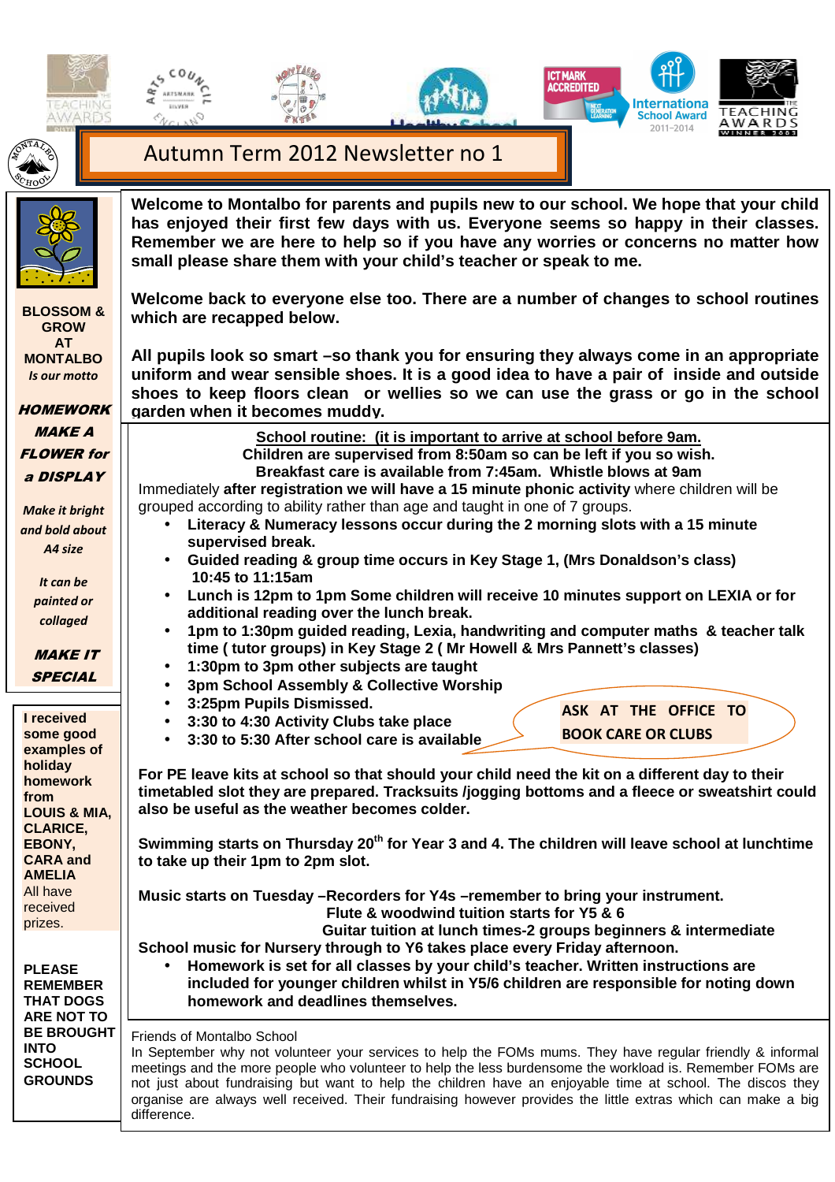# Autumn Term 2012 Newsletter no 1

**Welcome to Montalbo for parents and pupils new to our school. We hope that your child has enjoyed their first few days with us. Everyone seems so happy in their classes. Remember we are here to help so if you have any worries or concerns no matter how small please share them with your child's teacher or speak to me.**

**Welcome back to everyone else too. There are a number of changes to school routines which are recapped below.**

**All pupils look so smart –so thank you for ensuring they always come in an appropriate uniform and wear sensible shoes. It is a good idea to have a pair of inside and outside shoes to keep floors clean or wellies so we can use the grass or go in the school garden when it becomes muddy.**

**School routine: (it is important to arrive at school before 9am.**
**Children are supervised from 8:50am so can be left if you so wish.**
**Breakfast care is available from 7:45am. Whistle blows at 9am**

Immediately **after registration we will have a 15 minute phonic activity** where children will be grouped according to ability rather than age and taught in one of 7 groups.

- **Literacy & Numeracy lessons occur during the 2 morning slots with a 15 minute supervised break.**
- **Guided reading & group time occurs in Key Stage 1, (Mrs Donaldson's class) 10:45 to 11:15am**
- **Lunch is 12pm to 1pm Some children will receive 10 minutes support on LEXIA or for additional reading over the lunch break.**
- **1pm to 1:30pm guided reading, Lexia, handwriting and computer maths & teacher talk time ( tutor groups) in Key Stage 2 ( Mr Howell & Mrs Pannett's classes)**
- **1:30pm to 3pm other subjects are taught**
- **3pm School Assembly & Collective Worship**
- **3:25pm Pupils Dismissed.**
- **3:30 to 4:30 Activity Clubs take place**
- **3:30 to 5:30 After school care is available**

**ASK AT THE OFFICE TO BOOK CARE OR CLUBS**

**For PE leave kits at school so that should your child need the kit on a different day to their timetabled slot they are prepared. Tracksuits /jogging bottoms and a fleece or sweatshirt could also be useful as the weather becomes colder.**

**Swimming starts on Thursday 20th for Year 3 and 4. The children will leave school at lunchtime to take up their 1pm to 2pm slot.**

**Music starts on Tuesday –Recorders for Y4s –remember to bring your instrument.**
**Flute & woodwind tuition starts for Y5 & 6**
**Guitar tuition at lunch times-2 groups beginners & intermediate**
**School music for Nursery through to Y6 takes place every Friday afternoon.**

- **Homework is set for all classes by your child's teacher. Written instructions are included for younger children whilst in Y5/6 children are responsible for noting down homework and deadlines themselves.**

Friends of Montalbo School

In September why not volunteer your services to help the FOMs mums. They have regular friendly & informal meetings and the more people who volunteer to help the less burdensome the workload is. Remember FOMs are not just about fundraising but want to help the children have an enjoyable time at school. The discos they organise are always well received. Their fundraising however provides the little extras which can make a big difference.

---

**BLOSSOM & GROW AT MONTALBO**
***Is our motto***

***HOMEWORK MAKE A FLOWER for a DISPLAY***

*Make it bright and bold about A4 size*

*It can be painted or collaged*

***MAKE IT SPECIAL***

**I received some good examples of holiday homework from LOUIS & MIA, CLARICE, EBONY, CARA and AMELIA** All have received prizes.

**PLEASE REMEMBER THAT DOGS ARE NOT TO BE BROUGHT INTO SCHOOL GROUNDS**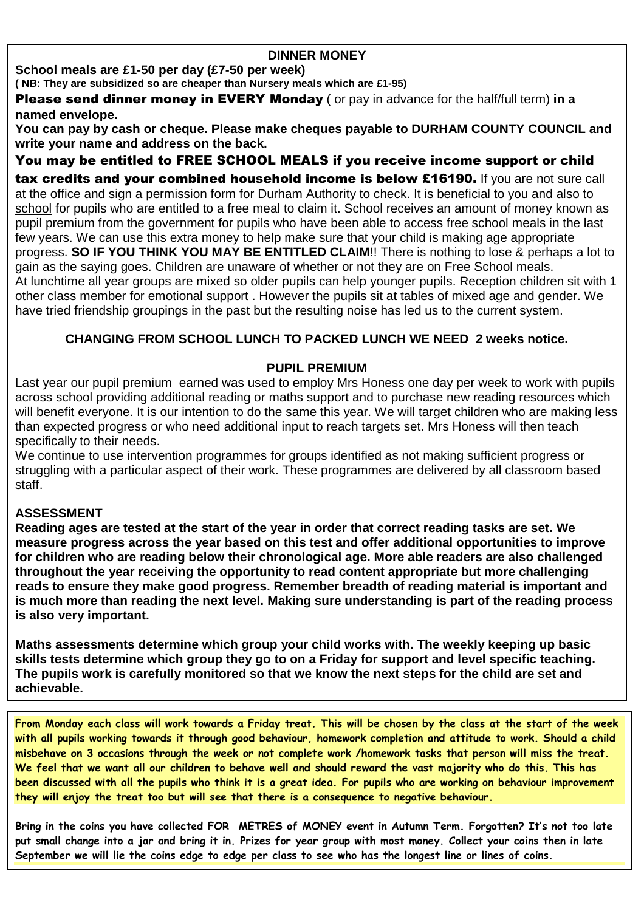## DINNER MONEY

**School meals are £1-50 per day (£7-50 per week)**
**( NB: They are subsidized so are cheaper than Nursery meals which are £1-95)**

**Please send dinner money in EVERY Monday** ( or pay in advance for the half/full term) **in a named envelope.**

**You can pay by cash or cheque. Please make cheques payable to DURHAM COUNTY COUNCIL and write your name and address on the back.**

**You may be entitled to FREE SCHOOL MEALS if you receive income support or child tax credits and your combined household income is below £16190.** If you are not sure call at the office and sign a permission form for Durham Authority to check. It is beneficial to you and also to school for pupils who are entitled to a free meal to claim it. School receives an amount of money known as pupil premium from the government for pupils who have been able to access free school meals in the last few years. We can use this extra money to help make sure that your child is making age appropriate progress. **SO IF YOU THINK YOU MAY BE ENTITLED CLAIM**!! There is nothing to lose & perhaps a lot to gain as the saying goes. Children are unaware of whether or not they are on Free School meals.
At lunchtime all year groups are mixed so older pupils can help younger pupils. Reception children sit with 1 other class member for emotional support . However the pupils sit at tables of mixed age and gender. We have tried friendship groupings in the past but the resulting noise has led us to the current system.

**CHANGING FROM SCHOOL LUNCH TO PACKED LUNCH WE NEED 2 weeks notice.**

## PUPIL PREMIUM

Last year our pupil premium earned was used to employ Mrs Honess one day per week to work with pupils across school providing additional reading or maths support and to purchase new reading resources which will benefit everyone. It is our intention to do the same this year. We will target children who are making less than expected progress or who need additional input to reach targets set. Mrs Honess will then teach specifically to their needs.
We continue to use intervention programmes for groups identified as not making sufficient progress or struggling with a particular aspect of their work. These programmes are delivered by all classroom based staff.

## ASSESSMENT

**Reading ages are tested at the start of the year in order that correct reading tasks are set. We measure progress across the year based on this test and offer additional opportunities to improve for children who are reading below their chronological age. More able readers are also challenged throughout the year receiving the opportunity to read content appropriate but more challenging reads to ensure they make good progress. Remember breadth of reading material is important and is much more than reading the next level. Making sure understanding is part of the reading process is also very important.**

**Maths assessments determine which group your child works with. The weekly keeping up basic skills tests determine which group they go to on a Friday for support and level specific teaching. The pupils work is carefully monitored so that we know the next steps for the child are set and achievable.**

**From Monday each class will work towards a Friday treat. This will be chosen by the class at the start of the week with all pupils working towards it through good behaviour, homework completion and attitude to work. Should a child misbehave on 3 occasions through the week or not complete work /homework tasks that person will miss the treat. We feel that we want all our children to behave well and should reward the vast majority who do this. This has been discussed with all the pupils who think it is a great idea. For pupils who are working on behaviour improvement they will enjoy the treat too but will see that there is a consequence to negative behaviour.**

**Bring in the coins you have collected FOR METRES of MONEY event in Autumn Term. Forgotten? It's not too late put small change into a jar and bring it in. Prizes for year group with most money. Collect your coins then in late September we will lie the coins edge to edge per class to see who has the longest line or lines of coins.**